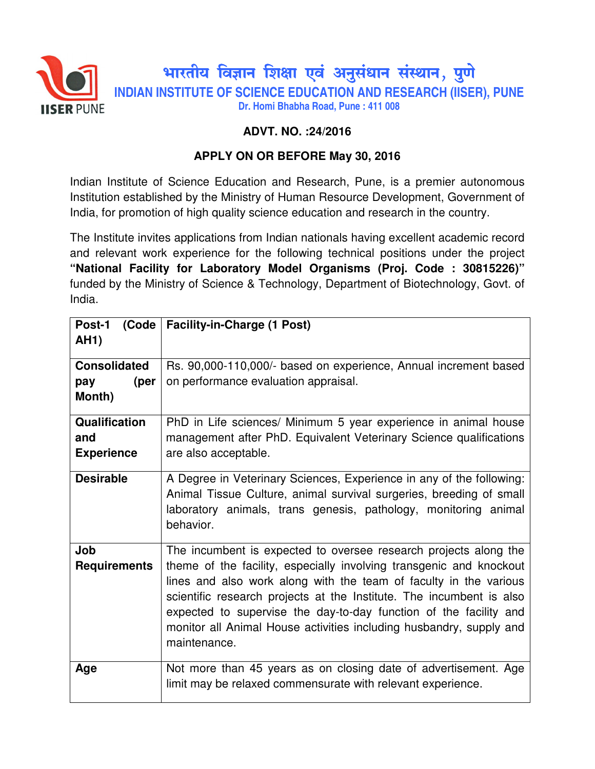# भारतीय विज्ञान शिक्षा एवं अनुसंधान संस्थान, पुणे

## INDIAN INSTITUTE OF SCIENCE EDUCATION AND RESEARCH (IISER), PUNE

Dr. Homi Bhabha Road, Pune : 411 008

**ADVT. NO. :24/2016**

**APPLY ON OR BEFORE May 30, 2016**

Indian Institute of Science Education and Research, Pune, is a premier autonomous Institution established by the Ministry of Human Resource Development, Government of India, for promotion of high quality science education and research in the country.

The Institute invites applications from Indian nationals having excellent academic record and relevant work experience for the following technical positions under the project **"National Facility for Laboratory Model Organisms (Proj. Code : 30815226)"** funded by the Ministry of Science & Technology, Department of Biotechnology, Govt. of India.

| **Post-1 (Code AH1)** | **Facility-in-Charge (1 Post)** |
|---|---|
| **Consolidated pay (per Month)** | Rs. 90,000-110,000/- based on experience, Annual increment based on performance evaluation appraisal. |
| **Qualification and Experience** | PhD in Life sciences/ Minimum 5 year experience in animal house management after PhD. Equivalent Veterinary Science qualifications are also acceptable. |
| **Desirable** | A Degree in Veterinary Sciences, Experience in any of the following: Animal Tissue Culture, animal survival surgeries, breeding of small laboratory animals, trans genesis, pathology, monitoring animal behavior. |
| **Job Requirements** | The incumbent is expected to oversee research projects along the theme of the facility, especially involving transgenic and knockout lines and also work along with the team of faculty in the various scientific research projects at the Institute. The incumbent is also expected to supervise the day-to-day function of the facility and monitor all Animal House activities including husbandry, supply and maintenance. |
| **Age** | Not more than 45 years as on closing date of advertisement. Age limit may be relaxed commensurate with relevant experience. |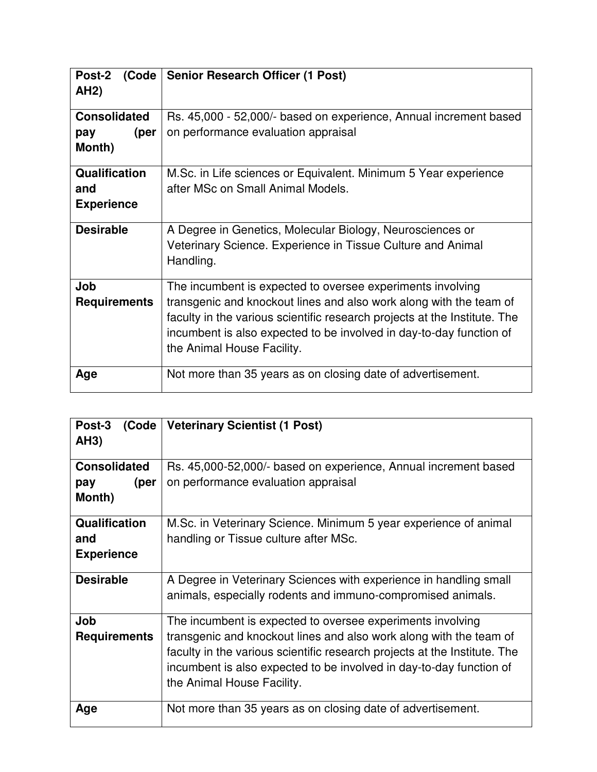| Post-2 (Code AH2) | Senior Research Officer (1 Post) |
|---|---|
| **Consolidated pay (per Month)** | Rs. 45,000 - 52,000/- based on experience, Annual increment based on performance evaluation appraisal |
| **Qualification and Experience** | M.Sc. in Life sciences or Equivalent. Minimum 5 Year experience after MSc on Small Animal Models. |
| **Desirable** | A Degree in Genetics, Molecular Biology, Neurosciences or Veterinary Science. Experience in Tissue Culture and Animal Handling. |
| **Job Requirements** | The incumbent is expected to oversee experiments involving transgenic and knockout lines and also work along with the team of faculty in the various scientific research projects at the Institute. The incumbent is also expected to be involved in day-to-day function of the Animal House Facility. |
| **Age** | Not more than 35 years as on closing date of advertisement. |

| Post-3 (Code AH3) | Veterinary Scientist (1 Post) |
|---|---|
| **Consolidated pay (per Month)** | Rs. 45,000-52,000/- based on experience, Annual increment based on performance evaluation appraisal |
| **Qualification and Experience** | M.Sc. in Veterinary Science. Minimum 5 year experience of animal handling or Tissue culture after MSc. |
| **Desirable** | A Degree in Veterinary Sciences with experience in handling small animals, especially rodents and immuno-compromised animals. |
| **Job Requirements** | The incumbent is expected to oversee experiments involving transgenic and knockout lines and also work along with the team of faculty in the various scientific research projects at the Institute. The incumbent is also expected to be involved in day-to-day function of the Animal House Facility. |
| **Age** | Not more than 35 years as on closing date of advertisement. |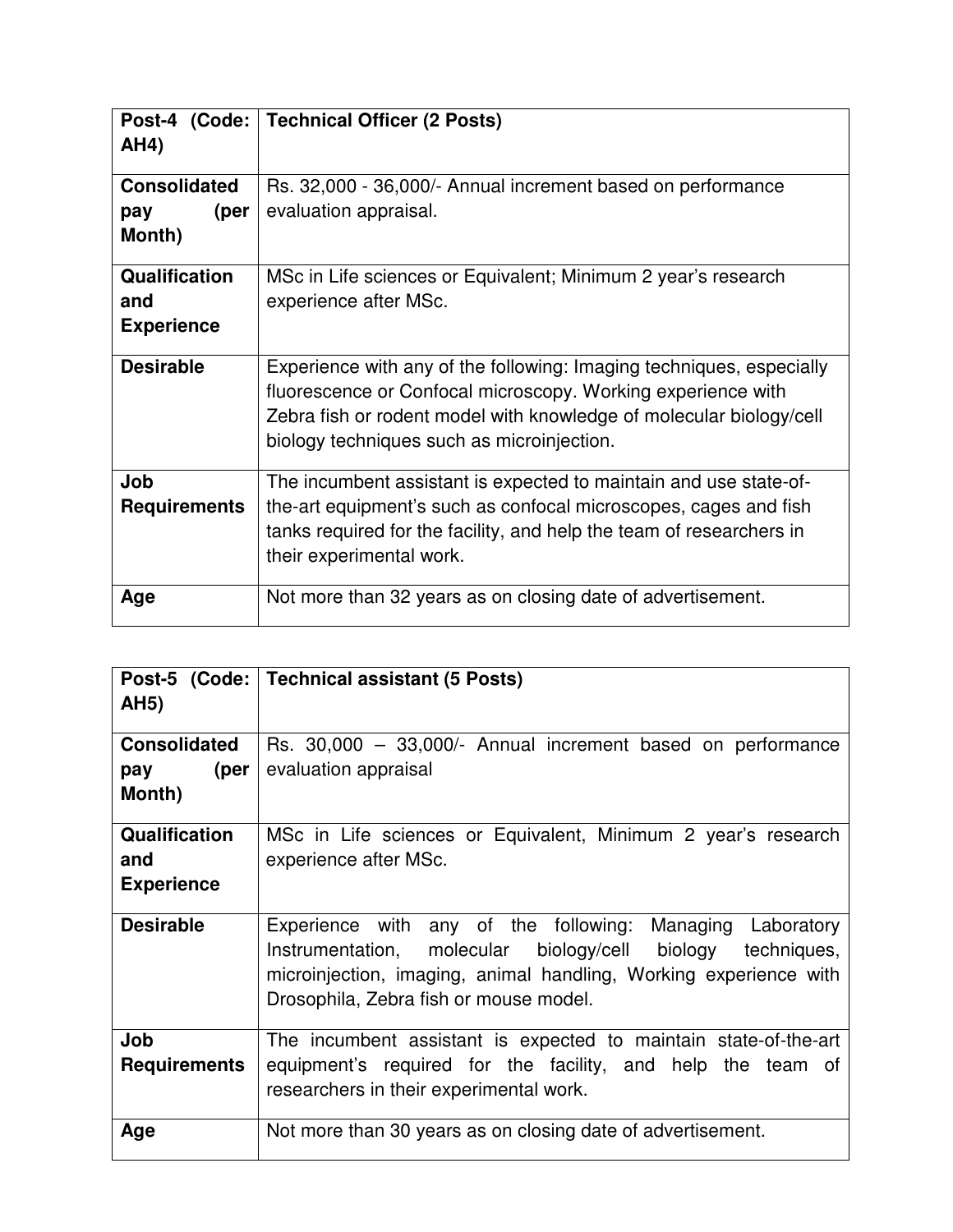| Post-4 (Code: AH4) | Technical Officer (2 Posts) |
|---|---|
| **Consolidated pay (per Month)** | Rs. 32,000 - 36,000/- Annual increment based on performance evaluation appraisal. |
| **Qualification and Experience** | MSc in Life sciences or Equivalent; Minimum 2 year's research experience after MSc. |
| **Desirable** | Experience with any of the following: Imaging techniques, especially fluorescence or Confocal microscopy. Working experience with Zebra fish or rodent model with knowledge of molecular biology/cell biology techniques such as microinjection. |
| **Job Requirements** | The incumbent assistant is expected to maintain and use state-of-the-art equipment's such as confocal microscopes, cages and fish tanks required for the facility, and help the team of researchers in their experimental work. |
| **Age** | Not more than 32 years as on closing date of advertisement. |

| Post-5 (Code: AH5) | Technical assistant (5 Posts) |
|---|---|
| **Consolidated pay (per Month)** | Rs. 30,000 – 33,000/- Annual increment based on performance evaluation appraisal |
| **Qualification and Experience** | MSc in Life sciences or Equivalent, Minimum 2 year's research experience after MSc. |
| **Desirable** | Experience with any of the following: Managing Laboratory Instrumentation, molecular biology/cell biology techniques, microinjection, imaging, animal handling, Working experience with Drosophila, Zebra fish or mouse model. |
| **Job Requirements** | The incumbent assistant is expected to maintain state-of-the-art equipment's required for the facility, and help the team of researchers in their experimental work. |
| **Age** | Not more than 30 years as on closing date of advertisement. |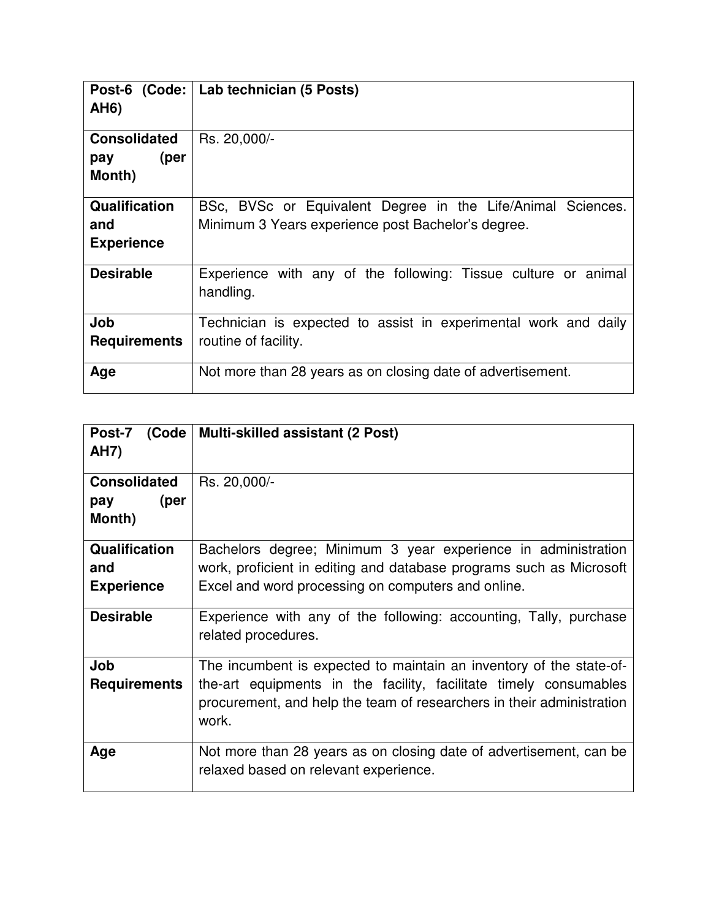| **Post-6 (Code: AH6)** | **Lab technician (5 Posts)** |
|---|---|
| **Consolidated pay (per Month)** | Rs. 20,000/- |
| **Qualification and Experience** | BSc, BVSc or Equivalent Degree in the Life/Animal Sciences. Minimum 3 Years experience post Bachelor's degree. |
| **Desirable** | Experience with any of the following: Tissue culture or animal handling. |
| **Job Requirements** | Technician is expected to assist in experimental work and daily routine of facility. |
| **Age** | Not more than 28 years as on closing date of advertisement. |

| **Post-7 (Code AH7)** | **Multi-skilled assistant (2 Post)** |
|---|---|
| **Consolidated pay (per Month)** | Rs. 20,000/- |
| **Qualification and Experience** | Bachelors degree; Minimum 3 year experience in administration work, proficient in editing and database programs such as Microsoft Excel and word processing on computers and online. |
| **Desirable** | Experience with any of the following: accounting, Tally, purchase related procedures. |
| **Job Requirements** | The incumbent is expected to maintain an inventory of the state-of-the-art equipments in the facility, facilitate timely consumables procurement, and help the team of researchers in their administration work. |
| **Age** | Not more than 28 years as on closing date of advertisement, can be relaxed based on relevant experience. |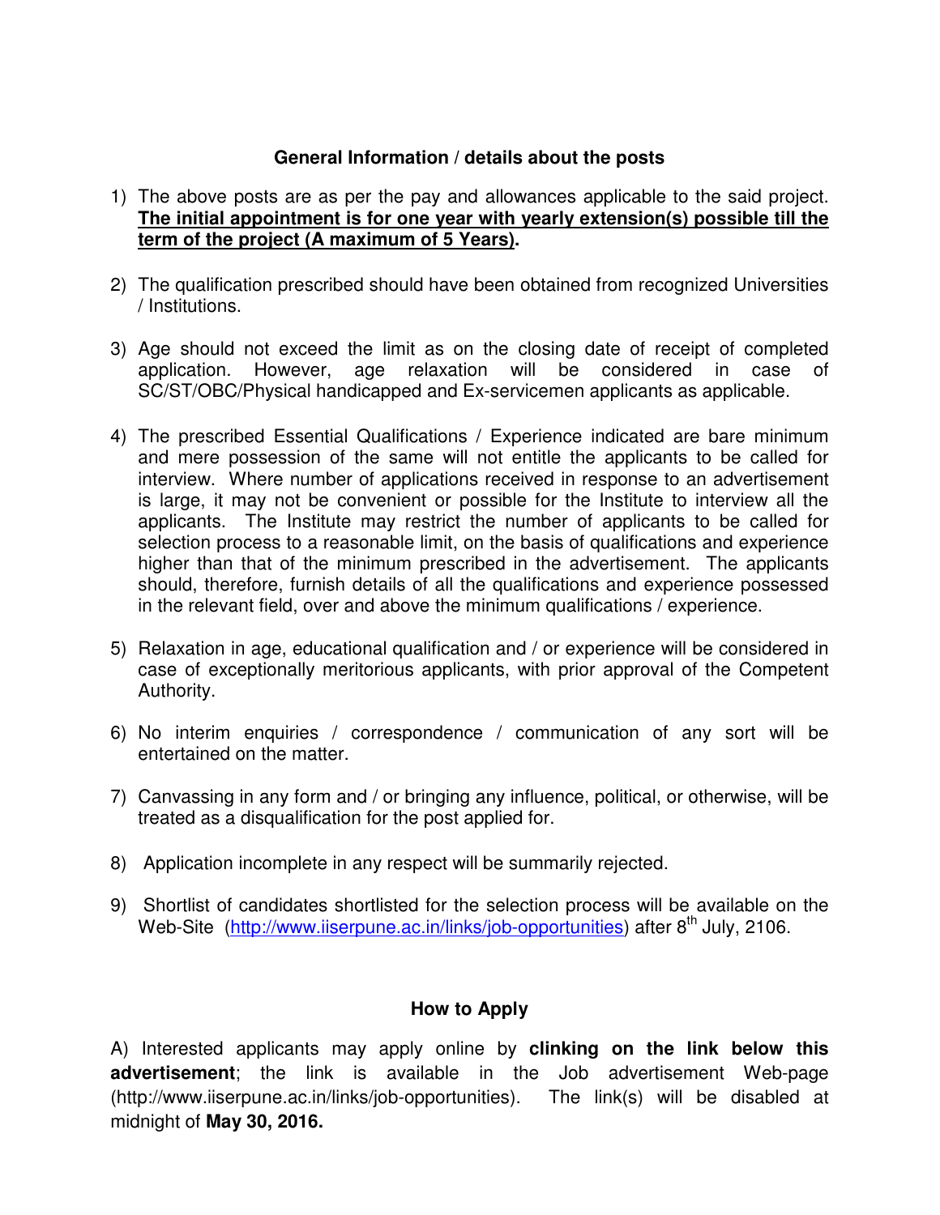## General Information / details about the posts

1) The above posts are as per the pay and allowances applicable to the said project. **<u>The initial appointment is for one year with yearly extension(s) possible till the term of the project (A maximum of 5 Years)</u>.**

2) The qualification prescribed should have been obtained from recognized Universities / Institutions.

3) Age should not exceed the limit as on the closing date of receipt of completed application. However, age relaxation will be considered in case of SC/ST/OBC/Physical handicapped and Ex-servicemen applicants as applicable.

4) The prescribed Essential Qualifications / Experience indicated are bare minimum and mere possession of the same will not entitle the applicants to be called for interview. Where number of applications received in response to an advertisement is large, it may not be convenient or possible for the Institute to interview all the applicants. The Institute may restrict the number of applicants to be called for selection process to a reasonable limit, on the basis of qualifications and experience higher than that of the minimum prescribed in the advertisement. The applicants should, therefore, furnish details of all the qualifications and experience possessed in the relevant field, over and above the minimum qualifications / experience.

5) Relaxation in age, educational qualification and / or experience will be considered in case of exceptionally meritorious applicants, with prior approval of the Competent Authority.

6) No interim enquiries / correspondence / communication of any sort will be entertained on the matter.

7) Canvassing in any form and / or bringing any influence, political, or otherwise, will be treated as a disqualification for the post applied for.

8) Application incomplete in any respect will be summarily rejected.

9) Shortlist of candidates shortlisted for the selection process will be available on the Web-Site (http://www.iiserpune.ac.in/links/job-opportunities) after 8th July, 2106.

## How to Apply

A) Interested applicants may apply online by **clinking on the link below this advertisement**; the link is available in the Job advertisement Web-page (http://www.iiserpune.ac.in/links/job-opportunities). The link(s) will be disabled at midnight of **May 30, 2016.**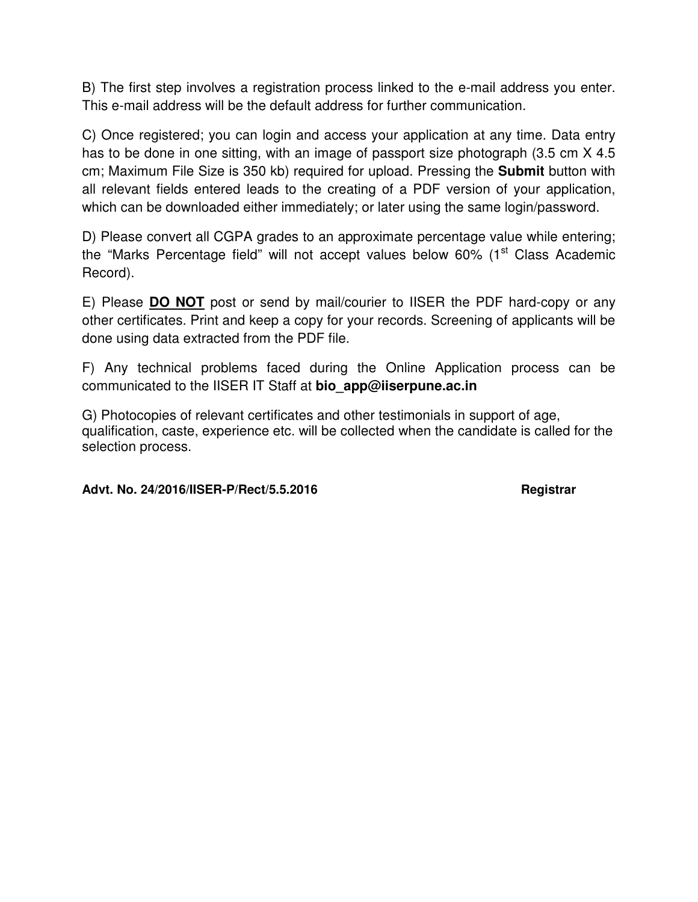B) The first step involves a registration process linked to the e-mail address you enter. This e-mail address will be the default address for further communication.

C) Once registered; you can login and access your application at any time. Data entry has to be done in one sitting, with an image of passport size photograph (3.5 cm X 4.5 cm; Maximum File Size is 350 kb) required for upload. Pressing the **Submit** button with all relevant fields entered leads to the creating of a PDF version of your application, which can be downloaded either immediately; or later using the same login/password.

D) Please convert all CGPA grades to an approximate percentage value while entering; the “Marks Percentage field” will not accept values below 60% ($1^{st}$ Class Academic Record).

E) Please **<u>DO NOT</u>** post or send by mail/courier to IISER the PDF hard-copy or any other certificates. Print and keep a copy for your records. Screening of applicants will be done using data extracted from the PDF file.

F) Any technical problems faced during the Online Application process can be communicated to the IISER IT Staff at **bio_app@iiserpune.ac.in**

G) Photocopies of relevant certificates and other testimonials in support of age, qualification, caste, experience etc. will be collected when the candidate is called for the selection process.

**Advt. No. 24/2016/IISER-P/Rect/5.5.2016** **Registrar**